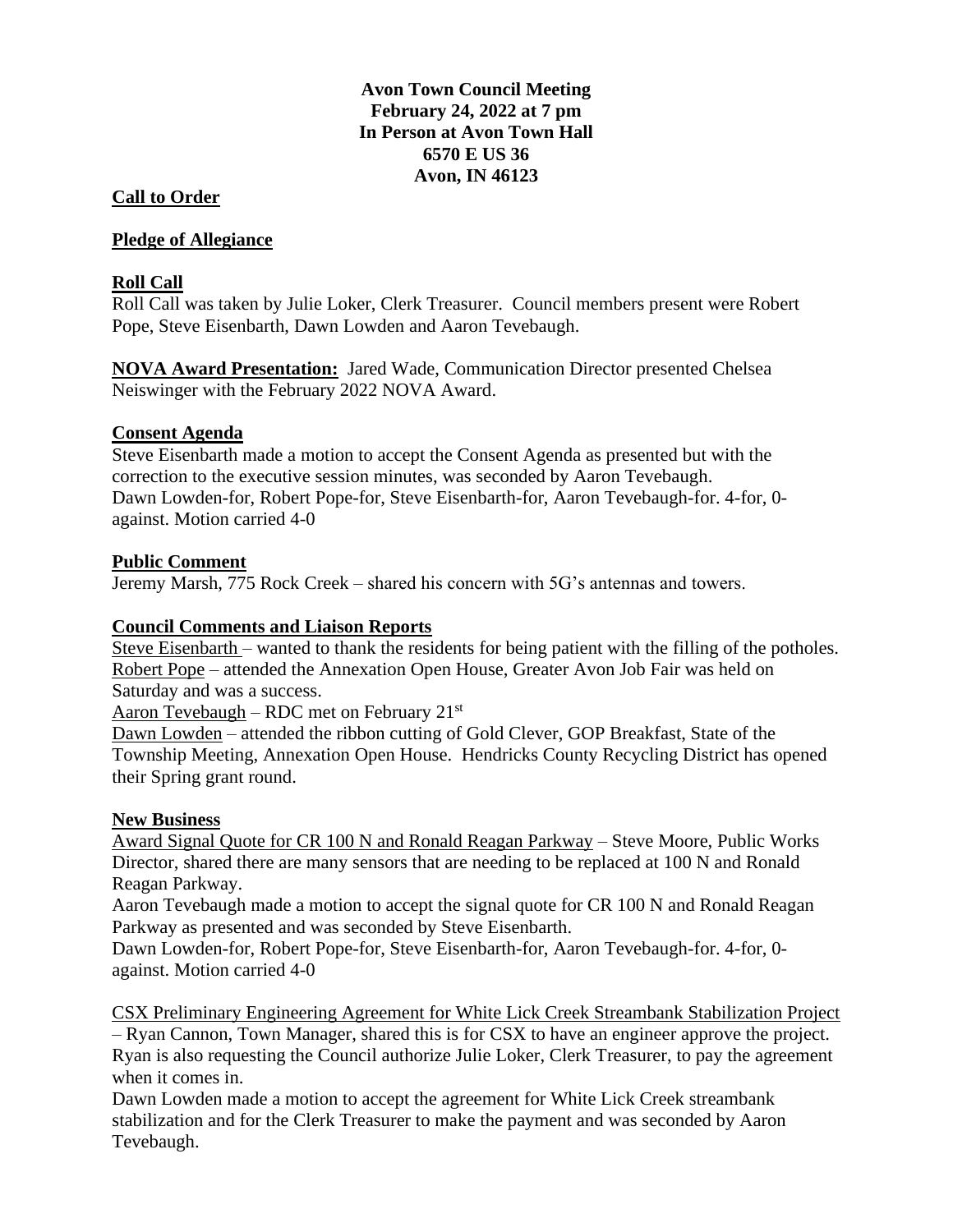**Avon Town Council Meeting**
**February 24, 2022 at 7 pm**
**In Person at Avon Town Hall**
**6570 E US 36**
**Avon, IN 46123**

**Call to Order**

**Pledge of Allegiance**

**Roll Call**

Roll Call was taken by Julie Loker, Clerk Treasurer. Council members present were Robert Pope, Steve Eisenbarth, Dawn Lowden and Aaron Tevebaugh.

**NOVA Award Presentation:** Jared Wade, Communication Director presented Chelsea Neiswinger with the February 2022 NOVA Award.

**Consent Agenda**

Steve Eisenbarth made a motion to accept the Consent Agenda as presented but with the correction to the executive session minutes, was seconded by Aaron Tevebaugh.
Dawn Lowden-for, Robert Pope-for, Steve Eisenbarth-for, Aaron Tevebaugh-for. 4-for, 0-against. Motion carried 4-0

**Public Comment**

Jeremy Marsh, 775 Rock Creek – shared his concern with 5G's antennas and towers.

**Council Comments and Liaison Reports**

Steve Eisenbarth – wanted to thank the residents for being patient with the filling of the potholes.
Robert Pope – attended the Annexation Open House, Greater Avon Job Fair was held on Saturday and was a success.
Aaron Tevebaugh – RDC met on February 21st
Dawn Lowden – attended the ribbon cutting of Gold Clever, GOP Breakfast, State of the Township Meeting, Annexation Open House. Hendricks County Recycling District has opened their Spring grant round.

**New Business**

Award Signal Quote for CR 100 N and Ronald Reagan Parkway – Steve Moore, Public Works Director, shared there are many sensors that are needing to be replaced at 100 N and Ronald Reagan Parkway.
Aaron Tevebaugh made a motion to accept the signal quote for CR 100 N and Ronald Reagan Parkway as presented and was seconded by Steve Eisenbarth.
Dawn Lowden-for, Robert Pope-for, Steve Eisenbarth-for, Aaron Tevebaugh-for. 4-for, 0-against. Motion carried 4-0

CSX Preliminary Engineering Agreement for White Lick Creek Streambank Stabilization Project – Ryan Cannon, Town Manager, shared this is for CSX to have an engineer approve the project. Ryan is also requesting the Council authorize Julie Loker, Clerk Treasurer, to pay the agreement when it comes in.
Dawn Lowden made a motion to accept the agreement for White Lick Creek streambank stabilization and for the Clerk Treasurer to make the payment and was seconded by Aaron Tevebaugh.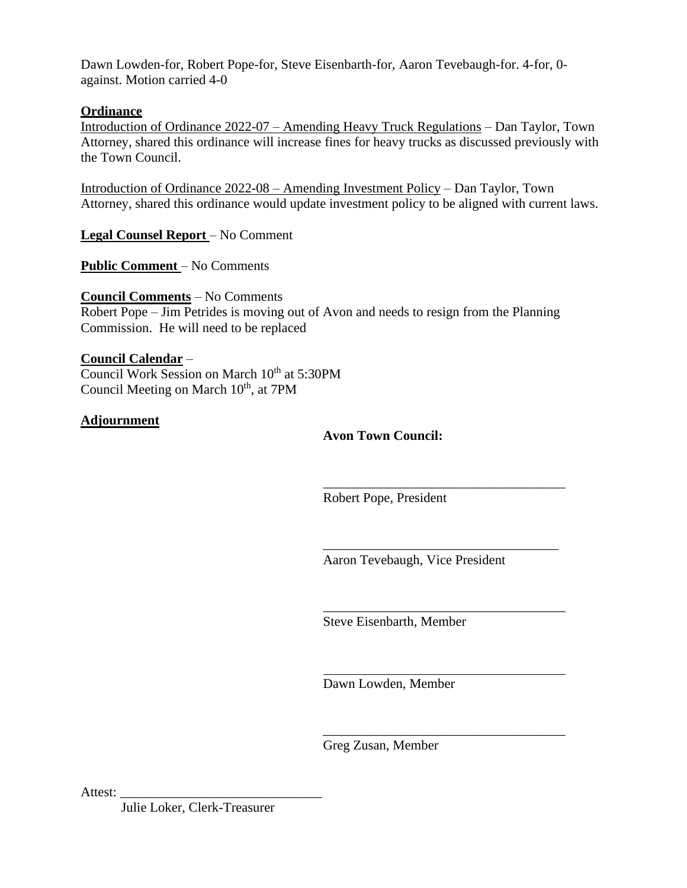Dawn Lowden-for, Robert Pope-for, Steve Eisenbarth-for, Aaron Tevebaugh-for. 4-for, 0-against. Motion carried 4-0

**Ordinance**

Introduction of Ordinance 2022-07 – Amending Heavy Truck Regulations – Dan Taylor, Town Attorney, shared this ordinance will increase fines for heavy trucks as discussed previously with the Town Council.

Introduction of Ordinance 2022-08 – Amending Investment Policy – Dan Taylor, Town Attorney, shared this ordinance would update investment policy to be aligned with current laws.

**Legal Counsel Report** – No Comment

**Public Comment** – No Comments

**Council Comments** – No Comments

Robert Pope – Jim Petrides is moving out of Avon and needs to resign from the Planning Commission. He will need to be replaced

**Council Calendar** –

Council Work Session on March 10th at 5:30PM

Council Meeting on March 10th, at 7PM

**Adjournment**

**Avon Town Council:**

\_\_\_\_\_\_\_\_\_\_\_\_\_\_\_\_\_\_\_\_\_\_\_\_\_\_\_\_\_\_\_\_\_\_\_\_

Robert Pope, President

\_\_\_\_\_\_\_\_\_\_\_\_\_\_\_\_\_\_\_\_\_\_\_\_\_\_\_\_\_\_\_\_\_\_\_\_

Aaron Tevebaugh, Vice President

\_\_\_\_\_\_\_\_\_\_\_\_\_\_\_\_\_\_\_\_\_\_\_\_\_\_\_\_\_\_\_\_\_\_\_\_

Steve Eisenbarth, Member

\_\_\_\_\_\_\_\_\_\_\_\_\_\_\_\_\_\_\_\_\_\_\_\_\_\_\_\_\_\_\_\_\_\_\_\_

Dawn Lowden, Member

\_\_\_\_\_\_\_\_\_\_\_\_\_\_\_\_\_\_\_\_\_\_\_\_\_\_\_\_\_\_\_\_\_\_\_\_

Greg Zusan, Member

Attest: \_\_\_\_\_\_\_\_\_\_\_\_\_\_\_\_\_\_\_\_\_\_\_\_\_\_\_\_\_\_

Julie Loker, Clerk-Treasurer